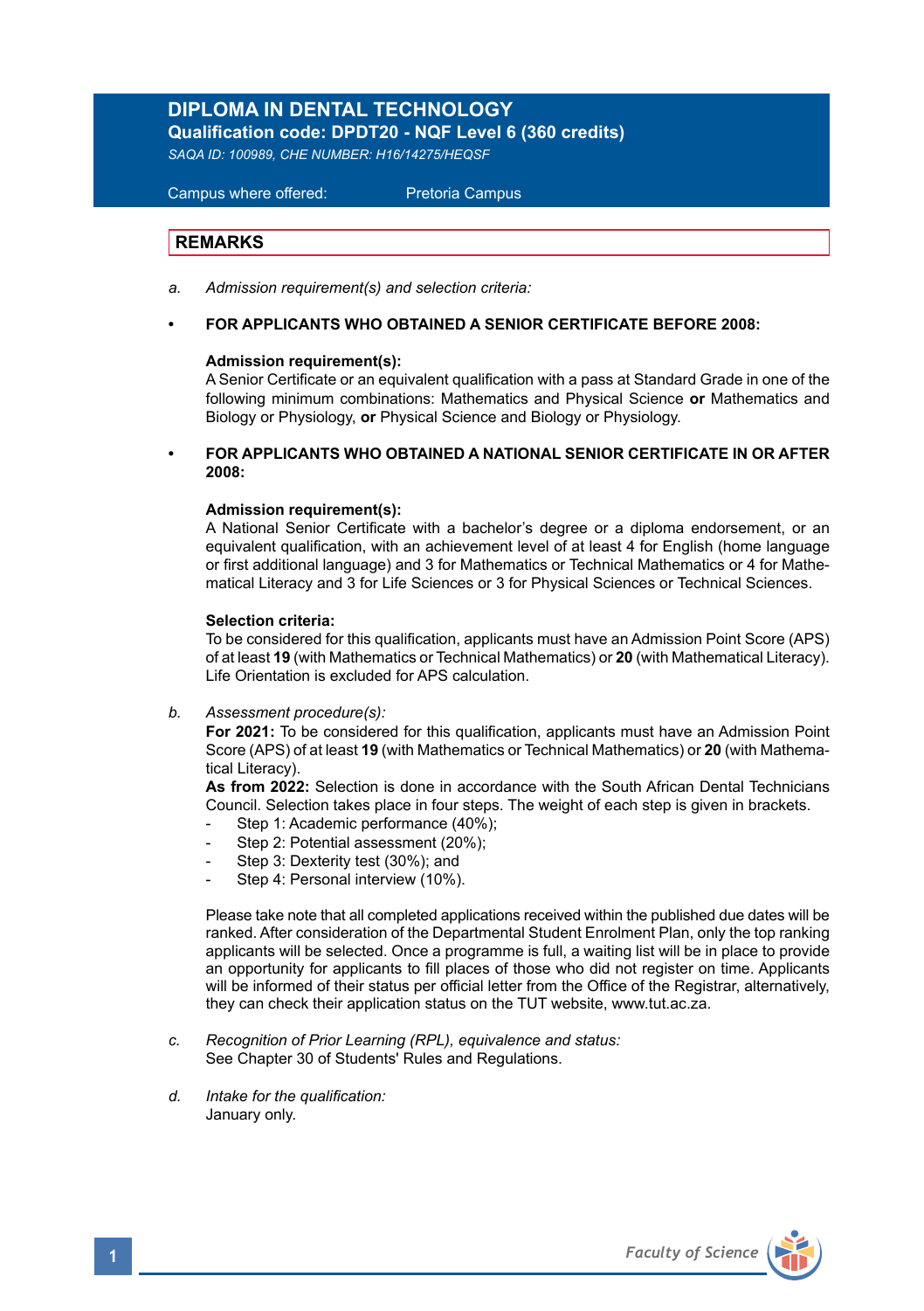# DIPLOMA IN DENTAL TECHNOLOGY

**Qualification code: DPDT20 - NQF Level 6 (360 credits)**

*SAQA ID: 100989, CHE NUMBER: H16/14275/HEQSF*

Campus where offered: Pretoria Campus

## REMARKS

a. *Admission requirement(s) and selection criteria:*

- **FOR APPLICANTS WHO OBTAINED A SENIOR CERTIFICATE BEFORE 2008:**

  **Admission requirement(s):**
  A Senior Certificate or an equivalent qualification with a pass at Standard Grade in one of the following minimum combinations: Mathematics and Physical Science **or** Mathematics and Biology or Physiology, **or** Physical Science and Biology or Physiology.

- **FOR APPLICANTS WHO OBTAINED A NATIONAL SENIOR CERTIFICATE IN OR AFTER 2008:**

  **Admission requirement(s):**
  A National Senior Certificate with a bachelor's degree or a diploma endorsement, or an equivalent qualification, with an achievement level of at least 4 for English (home language or first additional language) and 3 for Mathematics or Technical Mathematics or 4 for Mathematical Literacy and 3 for Life Sciences or 3 for Physical Sciences or Technical Sciences.

  **Selection criteria:**
  To be considered for this qualification, applicants must have an Admission Point Score (APS) of at least **19** (with Mathematics or Technical Mathematics) or **20** (with Mathematical Literacy). Life Orientation is excluded for APS calculation.

b. *Assessment procedure(s):*
**For 2021:** To be considered for this qualification, applicants must have an Admission Point Score (APS) of at least **19** (with Mathematics or Technical Mathematics) or **20** (with Mathematical Literacy).
**As from 2022:** Selection is done in accordance with the South African Dental Technicians Council. Selection takes place in four steps. The weight of each step is given in brackets.

- Step 1: Academic performance (40%);
- Step 2: Potential assessment (20%);
- Step 3: Dexterity test (30%); and
- Step 4: Personal interview (10%).

Please take note that all completed applications received within the published due dates will be ranked. After consideration of the Departmental Student Enrolment Plan, only the top ranking applicants will be selected. Once a programme is full, a waiting list will be in place to provide an opportunity for applicants to fill places of those who did not register on time. Applicants will be informed of their status per official letter from the Office of the Registrar, alternatively, they can check their application status on the TUT website, www.tut.ac.za.

c. *Recognition of Prior Learning (RPL), equivalence and status:*
See Chapter 30 of Students' Rules and Regulations.

d. *Intake for the qualification:*
January only.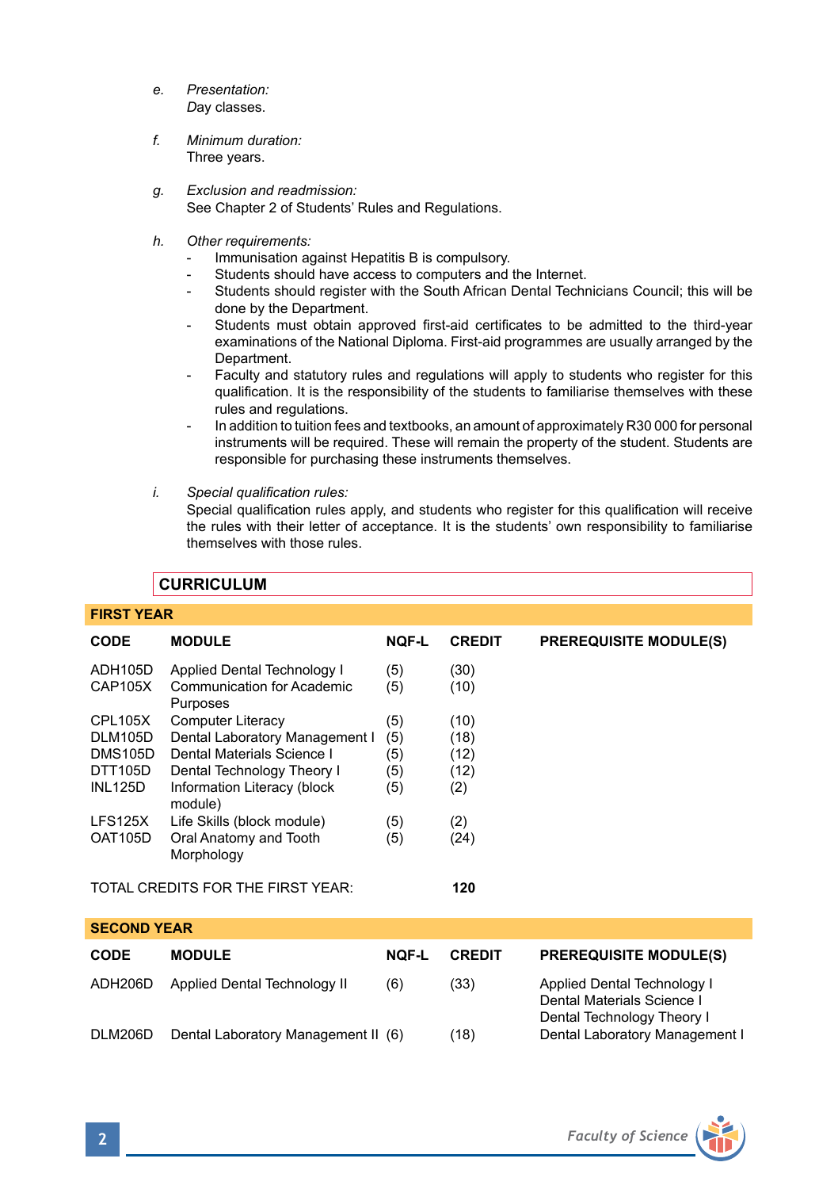*e. Presentation:*
Day classes.

*f. Minimum duration:*
Three years.

*g. Exclusion and readmission:*
See Chapter 2 of Students' Rules and Regulations.

*h. Other requirements:*

- Immunisation against Hepatitis B is compulsory.
- Students should have access to computers and the Internet.
- Students should register with the South African Dental Technicians Council; this will be done by the Department.
- Students must obtain approved first-aid certificates to be admitted to the third-year examinations of the National Diploma. First-aid programmes are usually arranged by the Department.
- Faculty and statutory rules and regulations will apply to students who register for this qualification. It is the responsibility of the students to familiarise themselves with these rules and regulations.
- In addition to tuition fees and textbooks, an amount of approximately R30 000 for personal instruments will be required. These will remain the property of the student. Students are responsible for purchasing these instruments themselves.

*i. Special qualification rules:*
Special qualification rules apply, and students who register for this qualification will receive the rules with their letter of acceptance. It is the students' own responsibility to familiarise themselves with those rules.

## CURRICULUM

### FIRST YEAR

| CODE | MODULE | NQF-L | CREDIT | PREREQUISITE MODULE(S) |
|---|---|---|---|---|
| ADH105D | Applied Dental Technology I | (5) | (30) | |
| CAP105X | Communication for Academic Purposes | (5) | (10) | |
| CPL105X | Computer Literacy | (5) | (10) | |
| DLM105D | Dental Laboratory Management I | (5) | (18) | |
| DMS105D | Dental Materials Science I | (5) | (12) | |
| DTT105D | Dental Technology Theory I | (5) | (12) | |
| INL125D | Information Literacy (block module) | (5) | (2) | |
| LFS125X | Life Skills (block module) | (5) | (2) | |
| OAT105D | Oral Anatomy and Tooth Morphology | (5) | (24) | |

TOTAL CREDITS FOR THE FIRST YEAR: **120**

### SECOND YEAR

| CODE | MODULE | NQF-L | CREDIT | PREREQUISITE MODULE(S) |
|---|---|---|---|---|
| ADH206D | Applied Dental Technology II | (6) | (33) | Applied Dental Technology I<br>Dental Materials Science I<br>Dental Technology Theory I |
| DLM206D | Dental Laboratory Management II | (6) | (18) | Dental Laboratory Management I |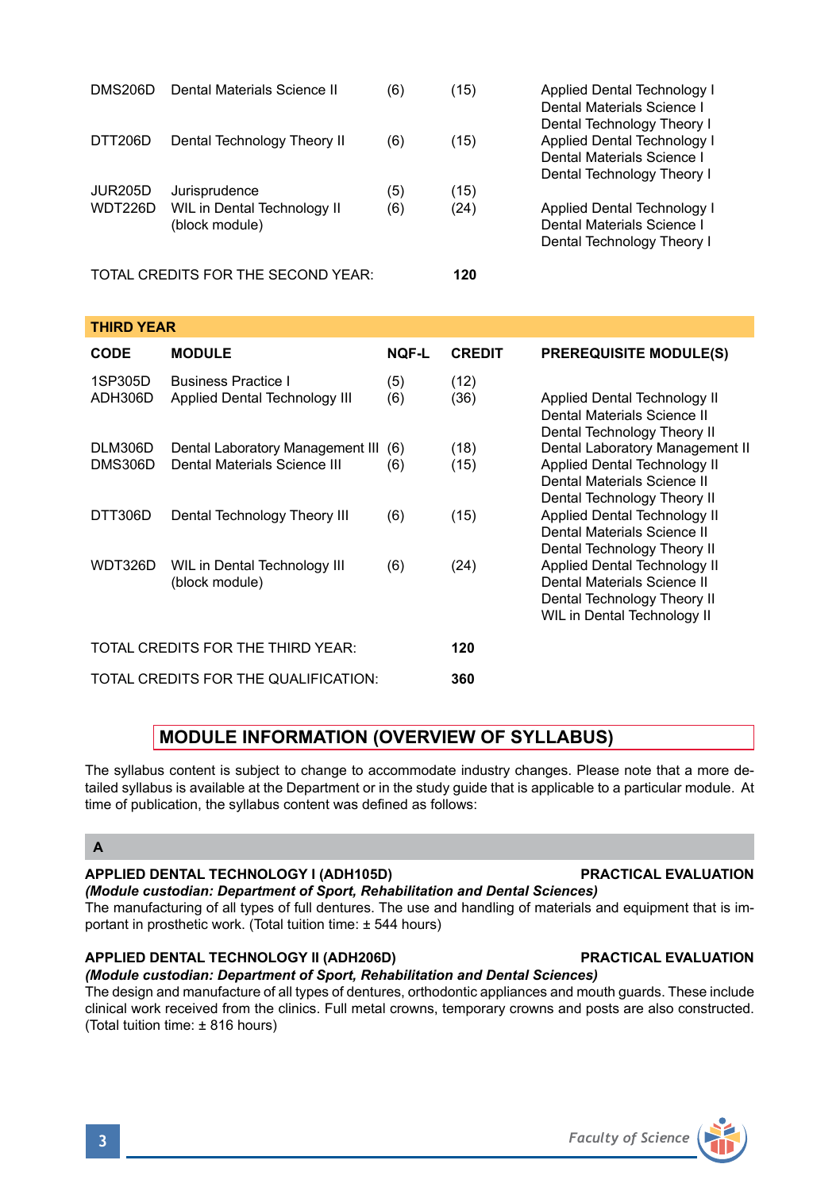| CODE | MODULE | NQF-L | CREDIT | PREREQUISITE MODULE(S) |
|---|---|---|---|---|
| DMS206D | Dental Materials Science II | (6) | (15) | Applied Dental Technology I<br>Dental Materials Science I<br>Dental Technology Theory I |
| DTT206D | Dental Technology Theory II | (6) | (15) | Applied Dental Technology I<br>Dental Materials Science I<br>Dental Technology Theory I |
| JUR205D | Jurisprudence | (5) | (15) | |
| WDT226D | WIL in Dental Technology II (block module) | (6) | (24) | Applied Dental Technology I<br>Dental Materials Science I<br>Dental Technology Theory I |

TOTAL CREDITS FOR THE SECOND YEAR: **120**

**THIRD YEAR**

| CODE | MODULE | NQF-L | CREDIT | PREREQUISITE MODULE(S) |
|---|---|---|---|---|
| 1SP305D | Business Practice I | (5) | (12) | |
| ADH306D | Applied Dental Technology III | (6) | (36) | Applied Dental Technology II<br>Dental Materials Science II<br>Dental Technology Theory II |
| DLM306D | Dental Laboratory Management III | (6) | (18) | Dental Laboratory Management II |
| DMS306D | Dental Materials Science III | (6) | (15) | Applied Dental Technology II<br>Dental Materials Science II<br>Dental Technology Theory II |
| DTT306D | Dental Technology Theory III | (6) | (15) | Applied Dental Technology II<br>Dental Materials Science II<br>Dental Technology Theory II |
| WDT326D | WIL in Dental Technology III (block module) | (6) | (24) | Applied Dental Technology II<br>Dental Materials Science II<br>Dental Technology Theory II<br>WIL in Dental Technology II |

TOTAL CREDITS FOR THE THIRD YEAR: **120**

TOTAL CREDITS FOR THE QUALIFICATION: **360**

## MODULE INFORMATION (OVERVIEW OF SYLLABUS)

The syllabus content is subject to change to accommodate industry changes. Please note that a more detailed syllabus is available at the Department or in the study guide that is applicable to a particular module. At time of publication, the syllabus content was defined as follows:

### A

**APPLIED DENTAL TECHNOLOGY I (ADH105D) — PRACTICAL EVALUATION**
***(Module custodian: Department of Sport, Rehabilitation and Dental Sciences)***
The manufacturing of all types of full dentures. The use and handling of materials and equipment that is important in prosthetic work. (Total tuition time: ± 544 hours)

**APPLIED DENTAL TECHNOLOGY II (ADH206D) — PRACTICAL EVALUATION**
***(Module custodian: Department of Sport, Rehabilitation and Dental Sciences)***
The design and manufacture of all types of dentures, orthodontic appliances and mouth guards. These include clinical work received from the clinics. Full metal crowns, temporary crowns and posts are also constructed. (Total tuition time: ± 816 hours)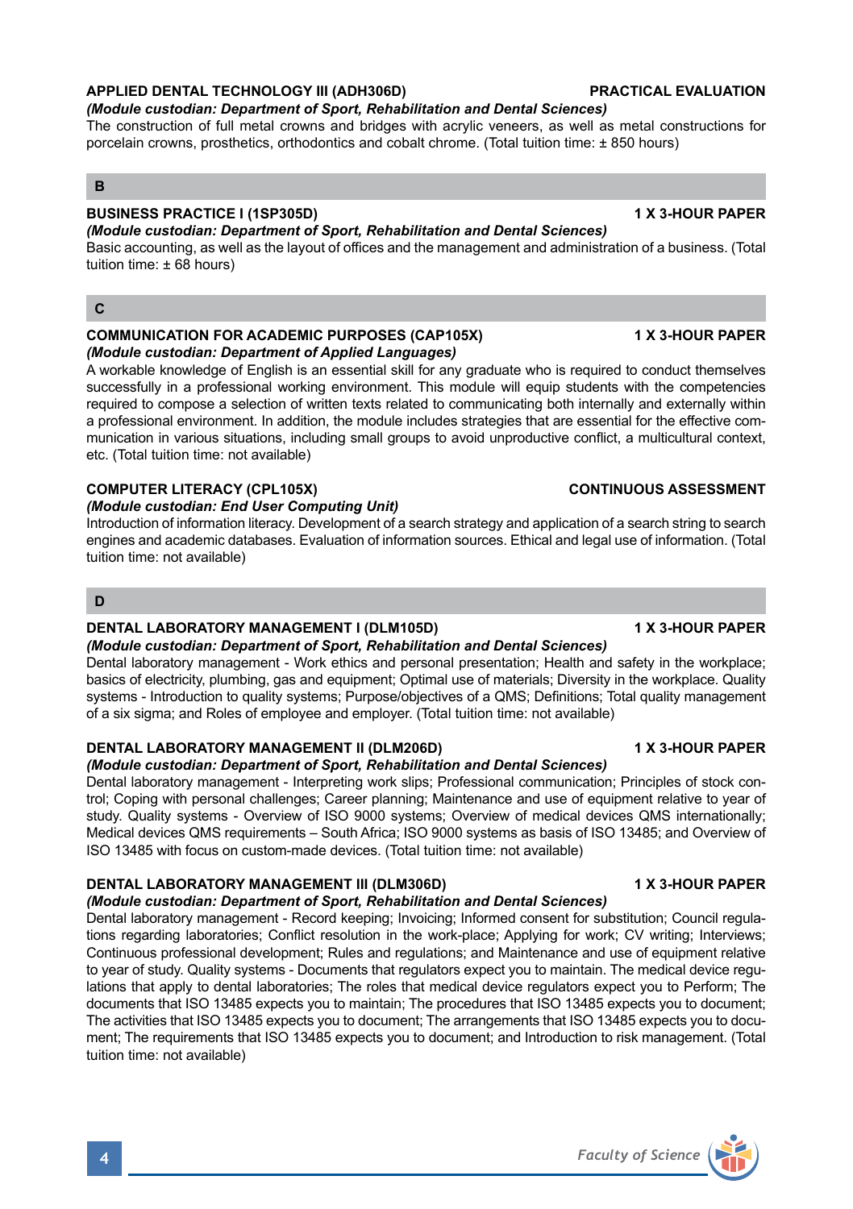**APPLIED DENTAL TECHNOLOGY III (ADH306D)** **PRACTICAL EVALUATION**

***(Module custodian: Department of Sport, Rehabilitation and Dental Sciences)***

The construction of full metal crowns and bridges with acrylic veneers, as well as metal constructions for porcelain crowns, prosthetics, orthodontics and cobalt chrome. (Total tuition time: ± 850 hours)

## B

**BUSINESS PRACTICE I (1SP305D)** **1 X 3-HOUR PAPER**

***(Module custodian: Department of Sport, Rehabilitation and Dental Sciences)***

Basic accounting, as well as the layout of offices and the management and administration of a business. (Total tuition time: ± 68 hours)

## C

**COMMUNICATION FOR ACADEMIC PURPOSES (CAP105X)** **1 X 3-HOUR PAPER**

***(Module custodian: Department of Applied Languages)***

A workable knowledge of English is an essential skill for any graduate who is required to conduct themselves successfully in a professional working environment. This module will equip students with the competencies required to compose a selection of written texts related to communicating both internally and externally within a professional environment. In addition, the module includes strategies that are essential for the effective communication in various situations, including small groups to avoid unproductive conflict, a multicultural context, etc. (Total tuition time: not available)

**COMPUTER LITERACY (CPL105X)** **CONTINUOUS ASSESSMENT**

***(Module custodian: End User Computing Unit)***

Introduction of information literacy. Development of a search strategy and application of a search string to search engines and academic databases. Evaluation of information sources. Ethical and legal use of information. (Total tuition time: not available)

## D

**DENTAL LABORATORY MANAGEMENT I (DLM105D)** **1 X 3-HOUR PAPER**

***(Module custodian: Department of Sport, Rehabilitation and Dental Sciences)***

Dental laboratory management - Work ethics and personal presentation; Health and safety in the workplace; basics of electricity, plumbing, gas and equipment; Optimal use of materials; Diversity in the workplace. Quality systems - Introduction to quality systems; Purpose/objectives of a QMS; Definitions; Total quality management of a six sigma; and Roles of employee and employer. (Total tuition time: not available)

**DENTAL LABORATORY MANAGEMENT II (DLM206D)** **1 X 3-HOUR PAPER**

***(Module custodian: Department of Sport, Rehabilitation and Dental Sciences)***

Dental laboratory management - Interpreting work slips; Professional communication; Principles of stock control; Coping with personal challenges; Career planning; Maintenance and use of equipment relative to year of study. Quality systems - Overview of ISO 9000 systems; Overview of medical devices QMS internationally; Medical devices QMS requirements – South Africa; ISO 9000 systems as basis of ISO 13485; and Overview of ISO 13485 with focus on custom-made devices. (Total tuition time: not available)

**DENTAL LABORATORY MANAGEMENT III (DLM306D)** **1 X 3-HOUR PAPER**

***(Module custodian: Department of Sport, Rehabilitation and Dental Sciences)***

Dental laboratory management - Record keeping; Invoicing; Informed consent for substitution; Council regulations regarding laboratories; Conflict resolution in the work-place; Applying for work; CV writing; Interviews; Continuous professional development; Rules and regulations; and Maintenance and use of equipment relative to year of study. Quality systems - Documents that regulators expect you to maintain. The medical device regulations that apply to dental laboratories; The roles that medical device regulators expect you to Perform; The documents that ISO 13485 expects you to maintain; The procedures that ISO 13485 expects you to document; The activities that ISO 13485 expects you to document; The arrangements that ISO 13485 expects you to document; The requirements that ISO 13485 expects you to document; and Introduction to risk management. (Total tuition time: not available)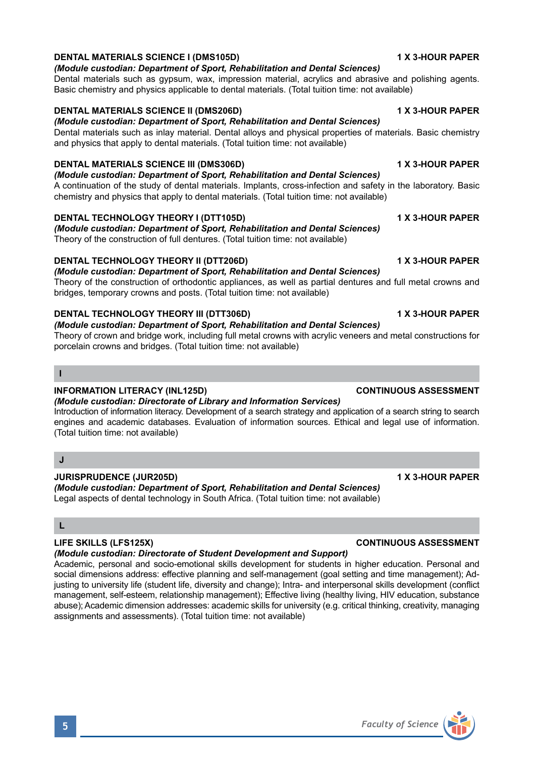**DENTAL MATERIALS SCIENCE I (DMS105D)** **1 X 3-HOUR PAPER**
***(Module custodian: Department of Sport, Rehabilitation and Dental Sciences)***
Dental materials such as gypsum, wax, impression material, acrylics and abrasive and polishing agents. Basic chemistry and physics applicable to dental materials. (Total tuition time: not available)

**DENTAL MATERIALS SCIENCE II (DMS206D)** **1 X 3-HOUR PAPER**
***(Module custodian: Department of Sport, Rehabilitation and Dental Sciences)***
Dental materials such as inlay material. Dental alloys and physical properties of materials. Basic chemistry and physics that apply to dental materials. (Total tuition time: not available)

**DENTAL MATERIALS SCIENCE III (DMS306D)** **1 X 3-HOUR PAPER**
***(Module custodian: Department of Sport, Rehabilitation and Dental Sciences)***
A continuation of the study of dental materials. Implants, cross-infection and safety in the laboratory. Basic chemistry and physics that apply to dental materials. (Total tuition time: not available)

**DENTAL TECHNOLOGY THEORY I (DTT105D)** **1 X 3-HOUR PAPER**
***(Module custodian: Department of Sport, Rehabilitation and Dental Sciences)***
Theory of the construction of full dentures. (Total tuition time: not available)

**DENTAL TECHNOLOGY THEORY II (DTT206D)** **1 X 3-HOUR PAPER**
***(Module custodian: Department of Sport, Rehabilitation and Dental Sciences)***
Theory of the construction of orthodontic appliances, as well as partial dentures and full metal crowns and bridges, temporary crowns and posts. (Total tuition time: not available)

**DENTAL TECHNOLOGY THEORY III (DTT306D)** **1 X 3-HOUR PAPER**
***(Module custodian: Department of Sport, Rehabilitation and Dental Sciences)***
Theory of crown and bridge work, including full metal crowns with acrylic veneers and metal constructions for porcelain crowns and bridges. (Total tuition time: not available)

## I

**INFORMATION LITERACY (INL125D)** **CONTINUOUS ASSESSMENT**
***(Module custodian: Directorate of Library and Information Services)***
Introduction of information literacy. Development of a search strategy and application of a search string to search engines and academic databases. Evaluation of information sources. Ethical and legal use of information. (Total tuition time: not available)

## J

**JURISPRUDENCE (JUR205D)** **1 X 3-HOUR PAPER**
***(Module custodian: Department of Sport, Rehabilitation and Dental Sciences)***
Legal aspects of dental technology in South Africa. (Total tuition time: not available)

## L

**LIFE SKILLS (LFS125X)** **CONTINUOUS ASSESSMENT**
***(Module custodian: Directorate of Student Development and Support)***
Academic, personal and socio-emotional skills development for students in higher education. Personal and social dimensions address: effective planning and self-management (goal setting and time management); Adjusting to university life (student life, diversity and change); Intra- and interpersonal skills development (conflict management, self-esteem, relationship management); Effective living (healthy living, HIV education, substance abuse); Academic dimension addresses: academic skills for university (e.g. critical thinking, creativity, managing assignments and assessments). (Total tuition time: not available)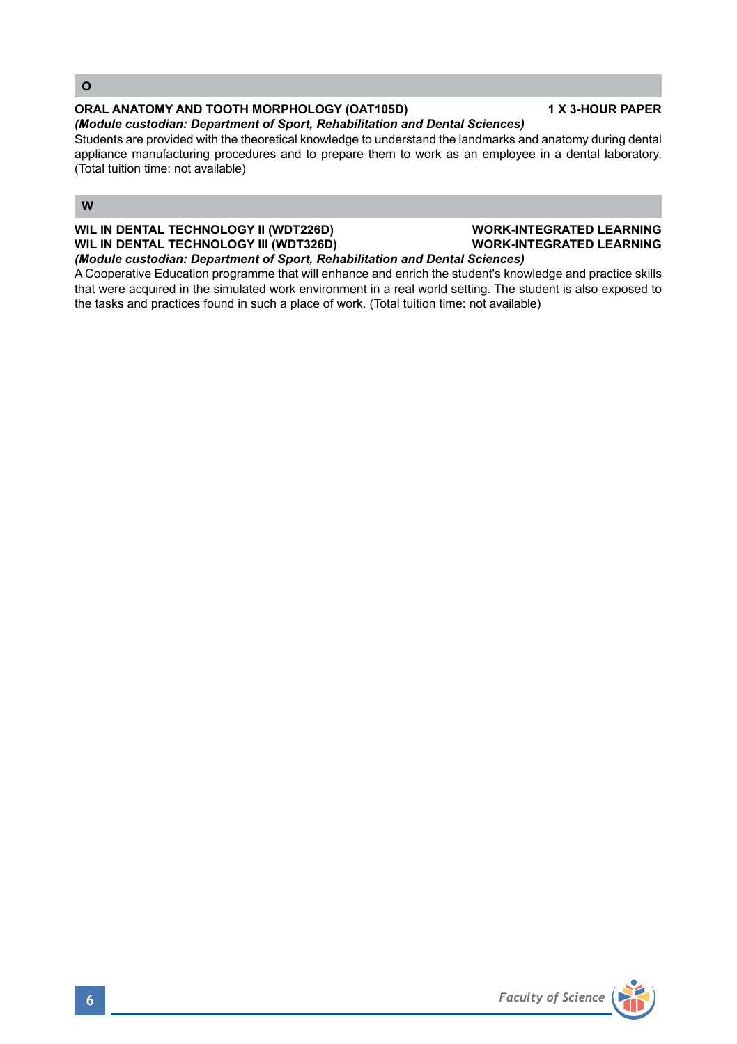## O

**ORAL ANATOMY AND TOOTH MORPHOLOGY (OAT105D)** **1 X 3-HOUR PAPER**

***(Module custodian: Department of Sport, Rehabilitation and Dental Sciences)***

Students are provided with the theoretical knowledge to understand the landmarks and anatomy during dental appliance manufacturing procedures and to prepare them to work as an employee in a dental laboratory. (Total tuition time: not available)

## W

**WIL IN DENTAL TECHNOLOGY II (WDT226D)** **WORK-INTEGRATED LEARNING**
**WIL IN DENTAL TECHNOLOGY III (WDT326D)** **WORK-INTEGRATED LEARNING**

***(Module custodian: Department of Sport, Rehabilitation and Dental Sciences)***

A Cooperative Education programme that will enhance and enrich the student's knowledge and practice skills that were acquired in the simulated work environment in a real world setting. The student is also exposed to the tasks and practices found in such a place of work. (Total tuition time: not available)